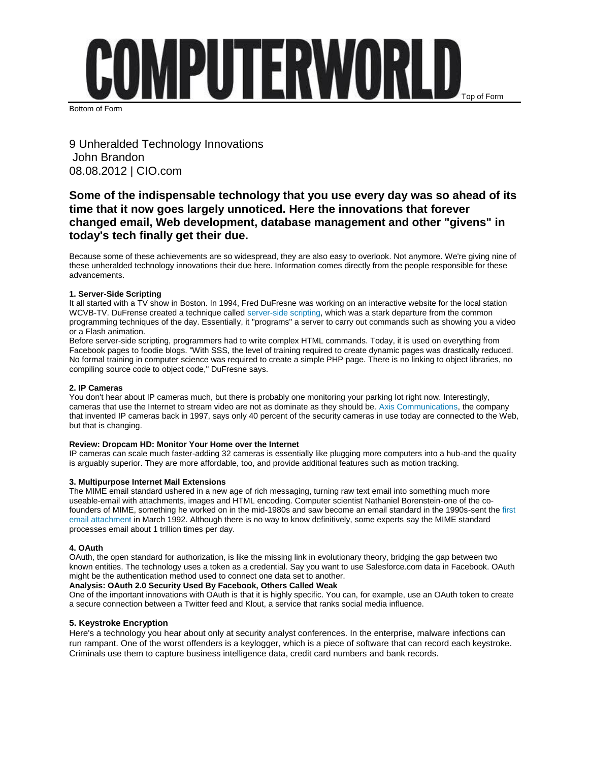# COMPUTERWORLD

Top of Form

Bottom of Form

## 9 Unheralded Technology Innovations

John Brandon

08.08.2012 | CIO.com

**Some of the indispensable technology that you use every day was so ahead of its time that it now goes largely unnoticed. Here the innovations that forever changed email, Web development, database management and other "givens" in today's tech finally get their due.**

Because some of these achievements are so widespread, they are also easy to overlook. Not anymore. We're giving nine of these unheralded technology innovations their due here. Information comes directly from the people responsible for these advancements.

**1. Server-Side Scripting**

It all started with a TV show in Boston. In 1994, Fred DuFresne was working on an interactive website for the local station WCVB-TV. DuFrense created a technique called server-side scripting, which was a stark departure from the common programming techniques of the day. Essentially, it "programs" a server to carry out commands such as showing you a video or a Flash animation.

Before server-side scripting, programmers had to write complex HTML commands. Today, it is used on everything from Facebook pages to foodie blogs. "With SSS, the level of training required to create dynamic pages was drastically reduced. No formal training in computer science was required to create a simple PHP page. There is no linking to object libraries, no compiling source code to object code," DuFresne says.

**2. IP Cameras**

You don't hear about IP cameras much, but there is probably one monitoring your parking lot right now. Interestingly, cameras that use the Internet to stream video are not as dominate as they should be. Axis Communications, the company that invented IP cameras back in 1997, says only 40 percent of the security cameras in use today are connected to the Web, but that is changing.

**Review: Dropcam HD: Monitor Your Home over the Internet**

IP cameras can scale much faster-adding 32 cameras is essentially like plugging more computers into a hub-and the quality is arguably superior. They are more affordable, too, and provide additional features such as motion tracking.

**3. Multipurpose Internet Mail Extensions**

The MIME email standard ushered in a new age of rich messaging, turning raw text email into something much more useable-email with attachments, images and HTML encoding. Computer scientist Nathaniel Borenstein-one of the co-founders of MIME, something he worked on in the mid-1980s and saw become an email standard in the 1990s-sent the first email attachment in March 1992. Although there is no way to know definitively, some experts say the MIME standard processes email about 1 trillion times per day.

**4. OAuth**

OAuth, the open standard for authorization, is like the missing link in evolutionary theory, bridging the gap between two known entities. The technology uses a token as a credential. Say you want to use Salesforce.com data in Facebook. OAuth might be the authentication method used to connect one data set to another.

**Analysis: OAuth 2.0 Security Used By Facebook, Others Called Weak**

One of the important innovations with OAuth is that it is highly specific. You can, for example, use an OAuth token to create a secure connection between a Twitter feed and Klout, a service that ranks social media influence.

**5. Keystroke Encryption**

Here's a technology you hear about only at security analyst conferences. In the enterprise, malware infections can run rampant. One of the worst offenders is a keylogger, which is a piece of software that can record each keystroke. Criminals use them to capture business intelligence data, credit card numbers and bank records.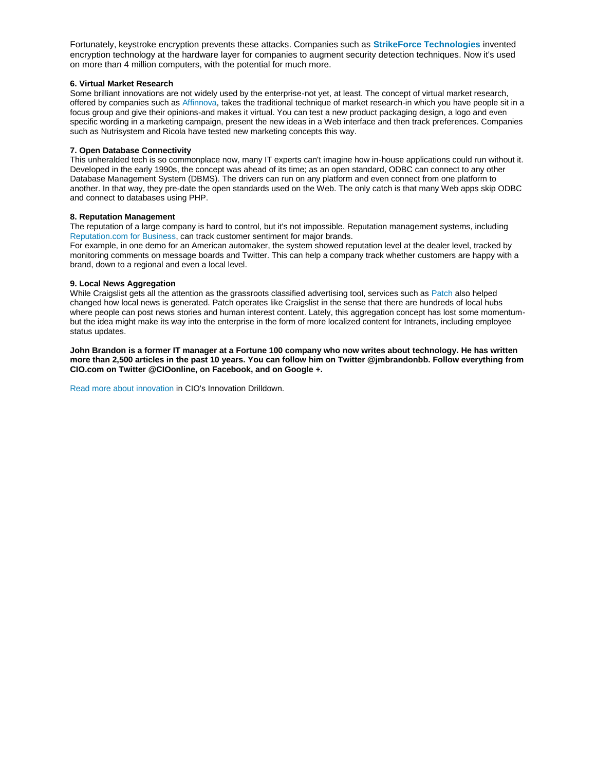Fortunately, keystroke encryption prevents these attacks. Companies such as **StrikeForce Technologies** invented encryption technology at the hardware layer for companies to augment security detection techniques. Now it's used on more than 4 million computers, with the potential for much more.

**6. Virtual Market Research**

Some brilliant innovations are not widely used by the enterprise-not yet, at least. The concept of virtual market research, offered by companies such as Affinnova, takes the traditional technique of market research-in which you have people sit in a focus group and give their opinions-and makes it virtual. You can test a new product packaging design, a logo and even specific wording in a marketing campaign, present the new ideas in a Web interface and then track preferences. Companies such as Nutrisystem and Ricola have tested new marketing concepts this way.

**7. Open Database Connectivity**

This unheralded tech is so commonplace now, many IT experts can't imagine how in-house applications could run without it. Developed in the early 1990s, the concept was ahead of its time; as an open standard, ODBC can connect to any other Database Management System (DBMS). The drivers can run on any platform and even connect from one platform to another. In that way, they pre-date the open standards used on the Web. The only catch is that many Web apps skip ODBC and connect to databases using PHP.

**8. Reputation Management**

The reputation of a large company is hard to control, but it's not impossible. Reputation management systems, including Reputation.com for Business, can track customer sentiment for major brands.

For example, in one demo for an American automaker, the system showed reputation level at the dealer level, tracked by monitoring comments on message boards and Twitter. This can help a company track whether customers are happy with a brand, down to a regional and even a local level.

**9. Local News Aggregation**

While Craigslist gets all the attention as the grassroots classified advertising tool, services such as Patch also helped changed how local news is generated. Patch operates like Craigslist in the sense that there are hundreds of local hubs where people can post news stories and human interest content. Lately, this aggregation concept has lost some momentum-but the idea might make its way into the enterprise in the form of more localized content for Intranets, including employee status updates.

**John Brandon is a former IT manager at a Fortune 100 company who now writes about technology. He has written more than 2,500 articles in the past 10 years. You can follow him on Twitter @jmbrandonbb. Follow everything from CIO.com on Twitter @CIOonline, on Facebook, and on Google +.**

Read more about innovation in CIO's Innovation Drilldown.